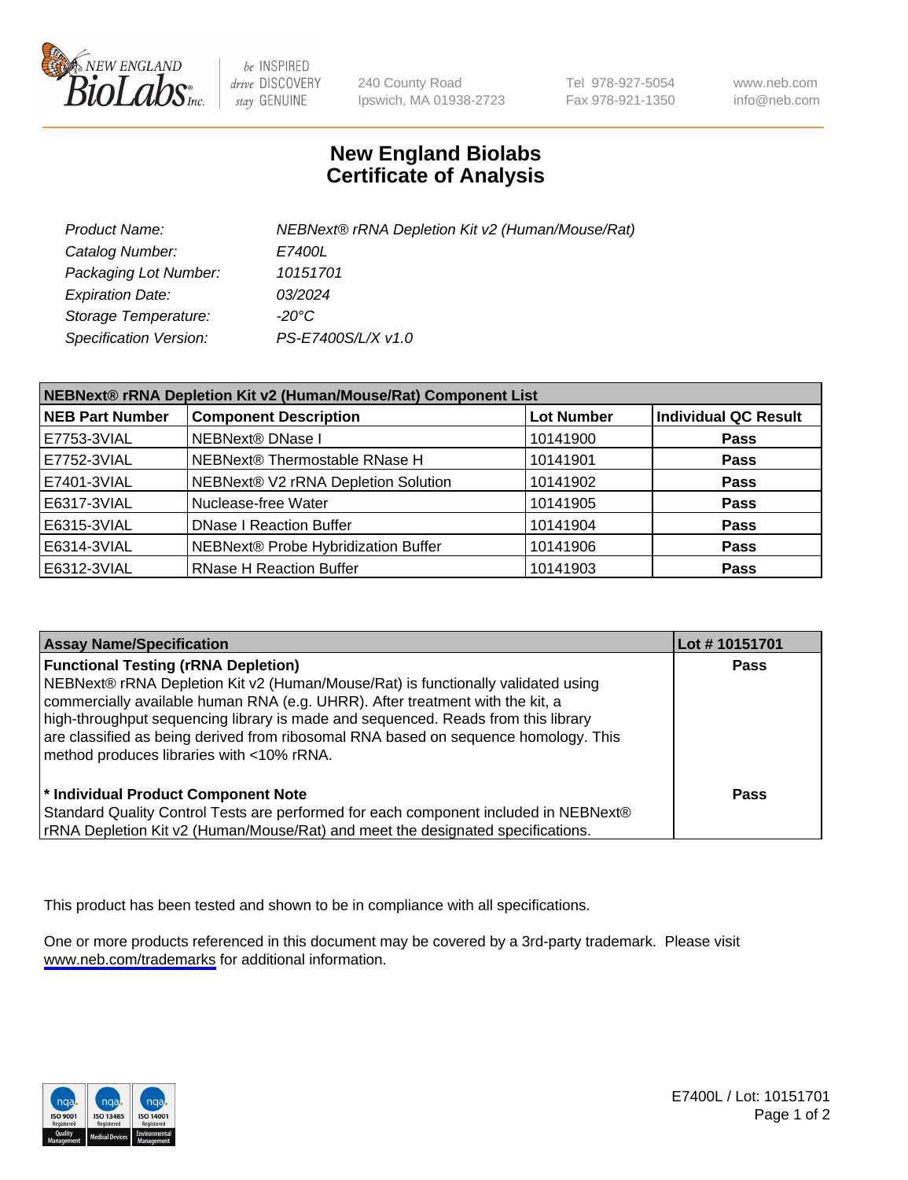# New England Biolabs
# Certificate of Analysis

| | |
|---|---|
| *Product Name:* | *NEBNext® rRNA Depletion Kit v2 (Human/Mouse/Rat)* |
| *Catalog Number:* | *E7400L* |
| *Packaging Lot Number:* | *10151701* |
| *Expiration Date:* | *03/2024* |
| *Storage Temperature:* | *-20°C* |
| *Specification Version:* | *PS-E7400S/L/X v1.0* |

**NEBNext® rRNA Depletion Kit v2 (Human/Mouse/Rat) Component List**

| NEB Part Number | Component Description | Lot Number | Individual QC Result |
|---|---|---|---|
| E7753-3VIAL | NEBNext® DNase I | 10141900 | **Pass** |
| E7752-3VIAL | NEBNext® Thermostable RNase H | 10141901 | **Pass** |
| E7401-3VIAL | NEBNext® V2 rRNA Depletion Solution | 10141902 | **Pass** |
| E6317-3VIAL | Nuclease-free Water | 10141905 | **Pass** |
| E6315-3VIAL | DNase I Reaction Buffer | 10141904 | **Pass** |
| E6314-3VIAL | NEBNext® Probe Hybridization Buffer | 10141906 | **Pass** |
| E6312-3VIAL | RNase H Reaction Buffer | 10141903 | **Pass** |

| Assay Name/Specification | Lot # 10151701 |
|---|---|
| **Functional Testing (rRNA Depletion)**<br>NEBNext® rRNA Depletion Kit v2 (Human/Mouse/Rat) is functionally validated using commercially available human RNA (e.g. UHRR). After treatment with the kit, a high-throughput sequencing library is made and sequenced. Reads from this library are classified as being derived from ribosomal RNA based on sequence homology. This method produces libraries with <10% rRNA. | **Pass** |
| **\* Individual Product Component Note**<br>Standard Quality Control Tests are performed for each component included in NEBNext® rRNA Depletion Kit v2 (Human/Mouse/Rat) and meet the designated specifications. | **Pass** |

This product has been tested and shown to be in compliance with all specifications.

One or more products referenced in this document may be covered by a 3rd-party trademark. Please visit www.neb.com/trademarks for additional information.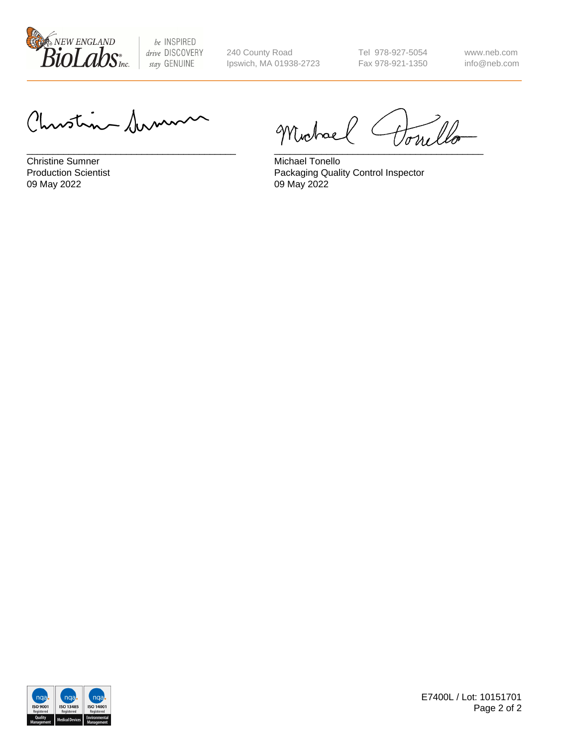Christine Sumner
Production Scientist
09 May 2022

Michael Tonello
Packaging Quality Control Inspector
09 May 2022

E7400L / Lot: 10151701